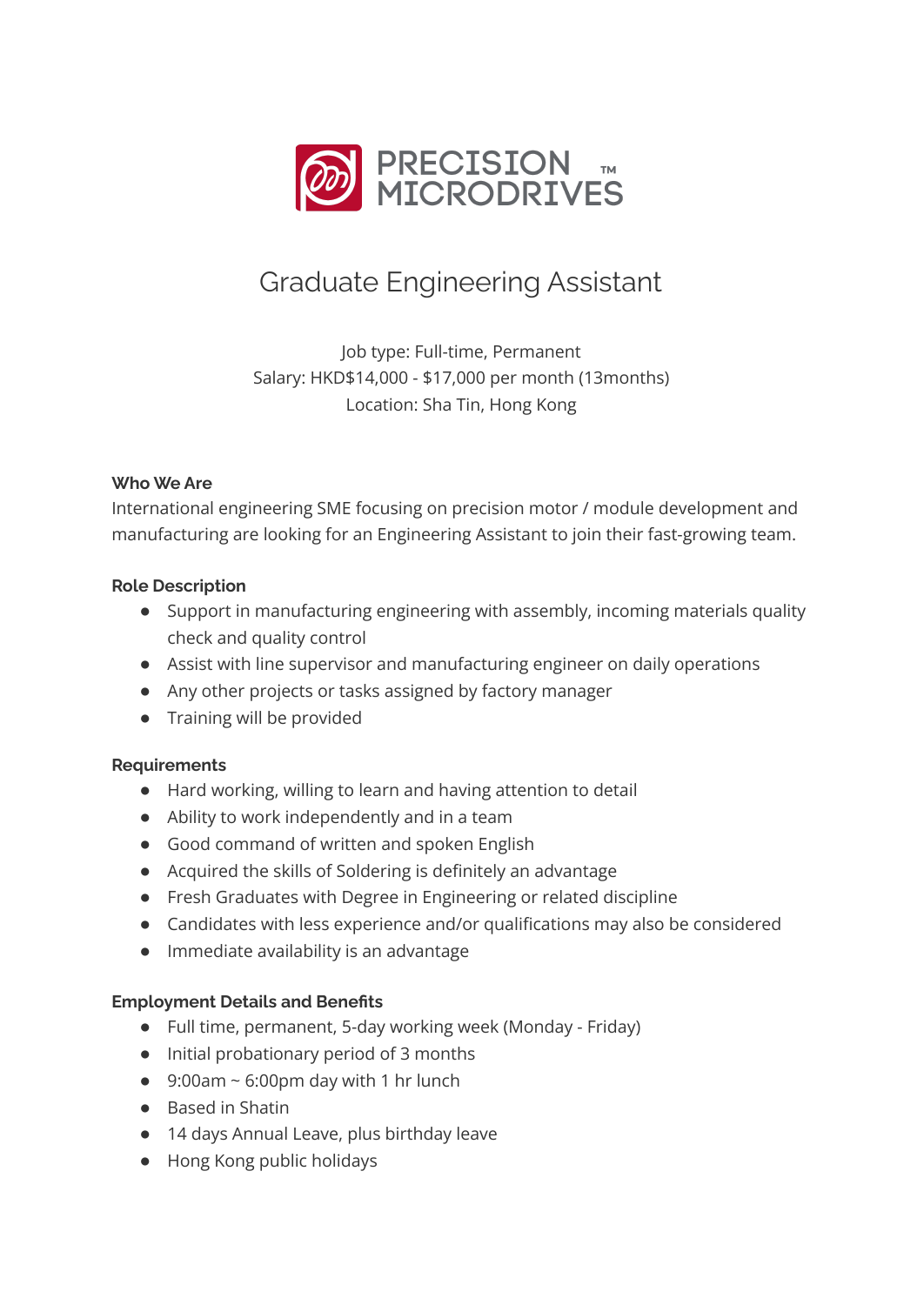PRECISION MICRODRIVES ™

# Graduate Engineering Assistant

Job type: Full-time, Permanent
Salary: HKD$14,000 - $17,000 per month (13months)
Location: Sha Tin, Hong Kong

**Who We Are**

International engineering SME focusing on precision motor / module development and manufacturing are looking for an Engineering Assistant to join their fast-growing team.

**Role Description**

- Support in manufacturing engineering with assembly, incoming materials quality check and quality control
- Assist with line supervisor and manufacturing engineer on daily operations
- Any other projects or tasks assigned by factory manager
- Training will be provided

**Requirements**

- Hard working, willing to learn and having attention to detail
- Ability to work independently and in a team
- Good command of written and spoken English
- Acquired the skills of Soldering is definitely an advantage
- Fresh Graduates with Degree in Engineering or related discipline
- Candidates with less experience and/or qualifications may also be considered
- Immediate availability is an advantage

**Employment Details and Benefits**

- Full time, permanent, 5-day working week (Monday - Friday)
- Initial probationary period of 3 months
- 9:00am ~ 6:00pm day with 1 hr lunch
- Based in Shatin
- 14 days Annual Leave, plus birthday leave
- Hong Kong public holidays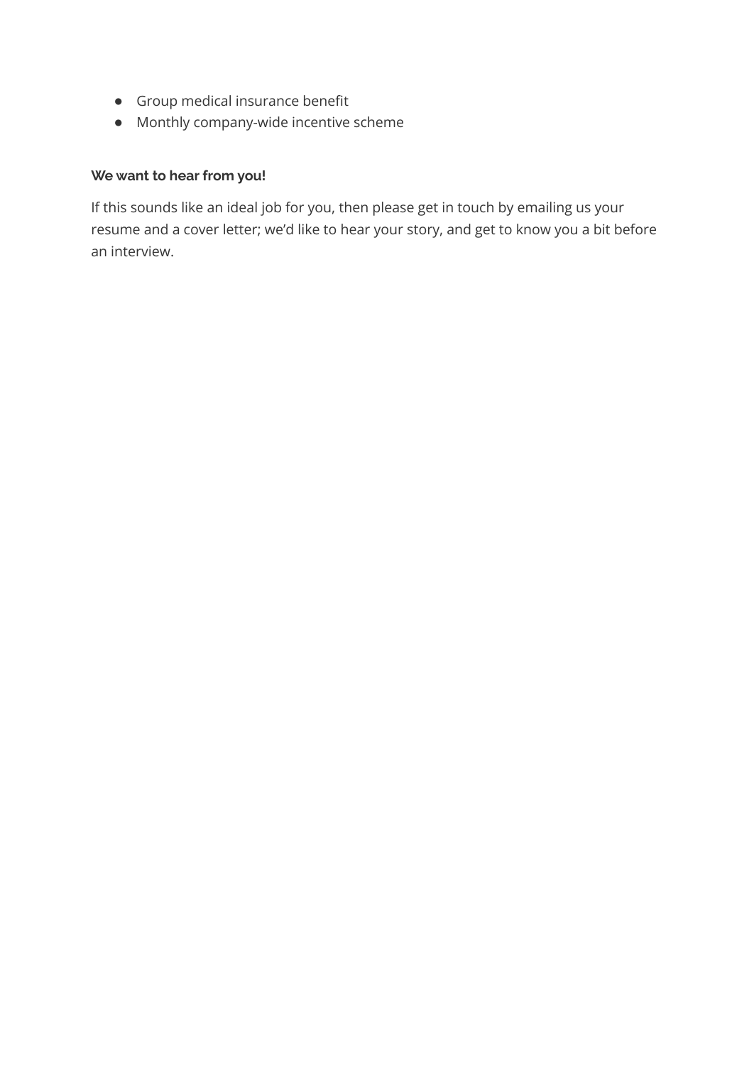- Group medical insurance benefit
- Monthly company-wide incentive scheme

**We want to hear from you!**

If this sounds like an ideal job for you, then please get in touch by emailing us your resume and a cover letter; we'd like to hear your story, and get to know you a bit before an interview.